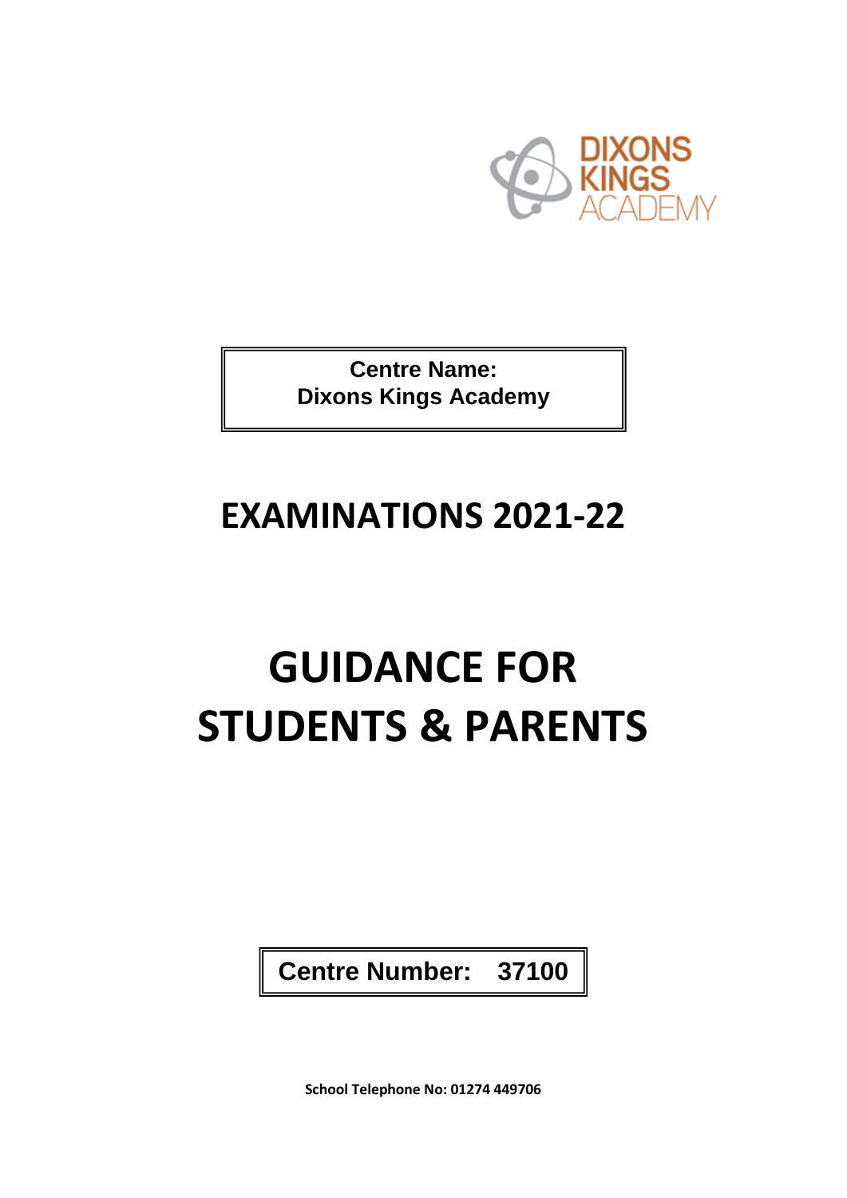DIXONS KINGS ACADEMY

**Centre Name:**
**Dixons Kings Academy**

# EXAMINATIONS 2021-22

# GUIDANCE FOR STUDENTS & PARENTS

**Centre Number: 37100**

**School Telephone No: 01274 449706**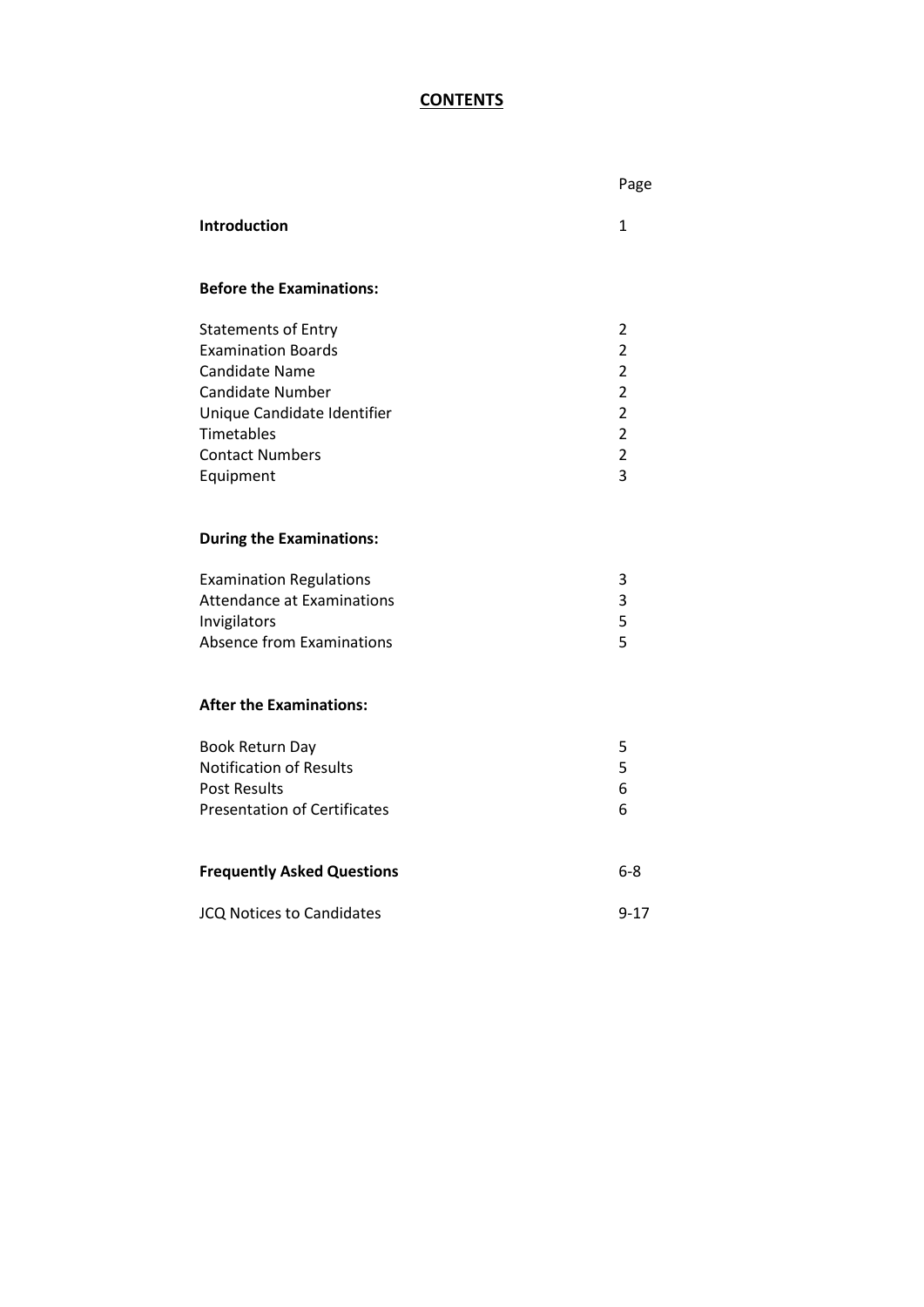# CONTENTS

| | Page |
|---|---|
| **Introduction** | 1 |
| | |
| **Before the Examinations:** | |
| Statements of Entry | 2 |
| Examination Boards | 2 |
| Candidate Name | 2 |
| Candidate Number | 2 |
| Unique Candidate Identifier | 2 |
| Timetables | 2 |
| Contact Numbers | 2 |
| Equipment | 3 |
| | |
| **During the Examinations:** | |
| Examination Regulations | 3 |
| Attendance at Examinations | 3 |
| Invigilators | 5 |
| Absence from Examinations | 5 |
| | |
| **After the Examinations:** | |
| Book Return Day | 5 |
| Notification of Results | 5 |
| Post Results | 6 |
| Presentation of Certificates | 6 |
| | |
| **Frequently Asked Questions** | 6-8 |
| JCQ Notices to Candidates | 9-17 |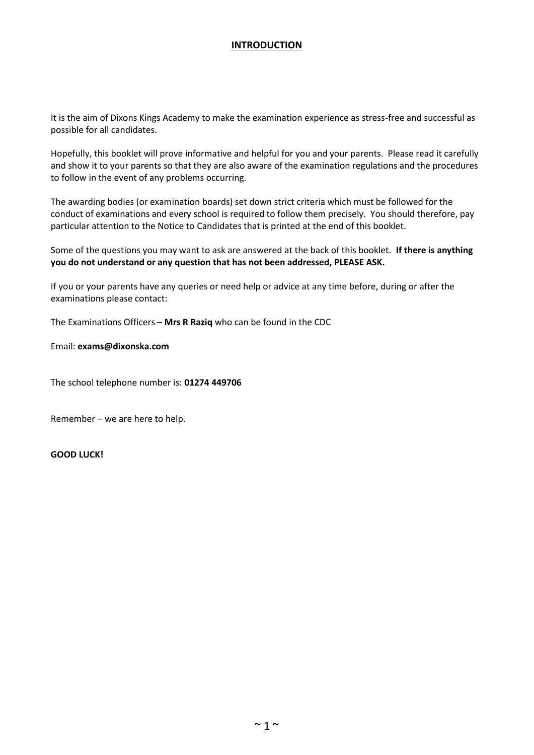## INTRODUCTION

It is the aim of Dixons Kings Academy to make the examination experience as stress-free and successful as possible for all candidates.

Hopefully, this booklet will prove informative and helpful for you and your parents. Please read it carefully and show it to your parents so that they are also aware of the examination regulations and the procedures to follow in the event of any problems occurring.

The awarding bodies (or examination boards) set down strict criteria which must be followed for the conduct of examinations and every school is required to follow them precisely. You should therefore, pay particular attention to the Notice to Candidates that is printed at the end of this booklet.

Some of the questions you may want to ask are answered at the back of this booklet. **If there is anything you do not understand or any question that has not been addressed, PLEASE ASK.**

If you or your parents have any queries or need help or advice at any time before, during or after the examinations please contact:

The Examinations Officers – **Mrs R Raziq** who can be found in the CDC

Email: **exams@dixonska.com**

The school telephone number is: **01274 449706**

Remember – we are here to help.

**GOOD LUCK!**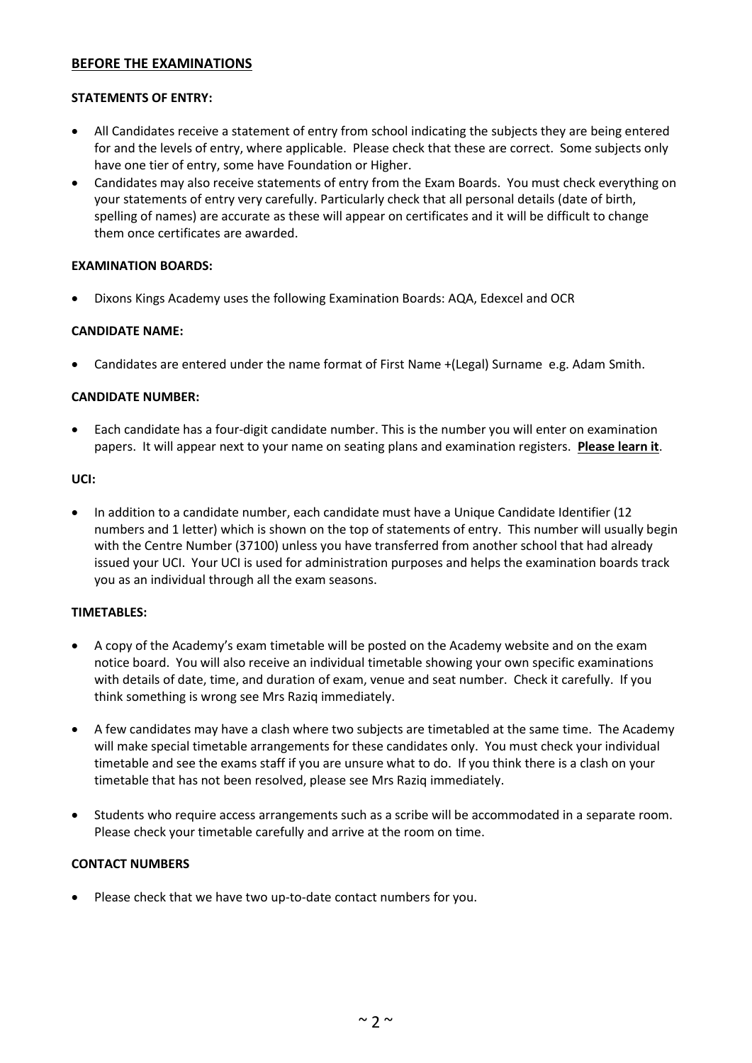## BEFORE THE EXAMINATIONS

### STATEMENTS OF ENTRY:

- All Candidates receive a statement of entry from school indicating the subjects they are being entered for and the levels of entry, where applicable. Please check that these are correct. Some subjects only have one tier of entry, some have Foundation or Higher.
- Candidates may also receive statements of entry from the Exam Boards. You must check everything on your statements of entry very carefully. Particularly check that all personal details (date of birth, spelling of names) are accurate as these will appear on certificates and it will be difficult to change them once certificates are awarded.

### EXAMINATION BOARDS:

- Dixons Kings Academy uses the following Examination Boards: AQA, Edexcel and OCR

### CANDIDATE NAME:

- Candidates are entered under the name format of First Name +(Legal) Surname e.g. Adam Smith.

### CANDIDATE NUMBER:

- Each candidate has a four-digit candidate number. This is the number you will enter on examination papers. It will appear next to your name on seating plans and examination registers. **Please learn it**.

### UCI:

- In addition to a candidate number, each candidate must have a Unique Candidate Identifier (12 numbers and 1 letter) which is shown on the top of statements of entry. This number will usually begin with the Centre Number (37100) unless you have transferred from another school that had already issued your UCI. Your UCI is used for administration purposes and helps the examination boards track you as an individual through all the exam seasons.

### TIMETABLES:

- A copy of the Academy's exam timetable will be posted on the Academy website and on the exam notice board. You will also receive an individual timetable showing your own specific examinations with details of date, time, and duration of exam, venue and seat number. Check it carefully. If you think something is wrong see Mrs Raziq immediately.

- A few candidates may have a clash where two subjects are timetabled at the same time. The Academy will make special timetable arrangements for these candidates only. You must check your individual timetable and see the exams staff if you are unsure what to do. If you think there is a clash on your timetable that has not been resolved, please see Mrs Raziq immediately.

- Students who require access arrangements such as a scribe will be accommodated in a separate room. Please check your timetable carefully and arrive at the room on time.

### CONTACT NUMBERS

- Please check that we have two up-to-date contact numbers for you.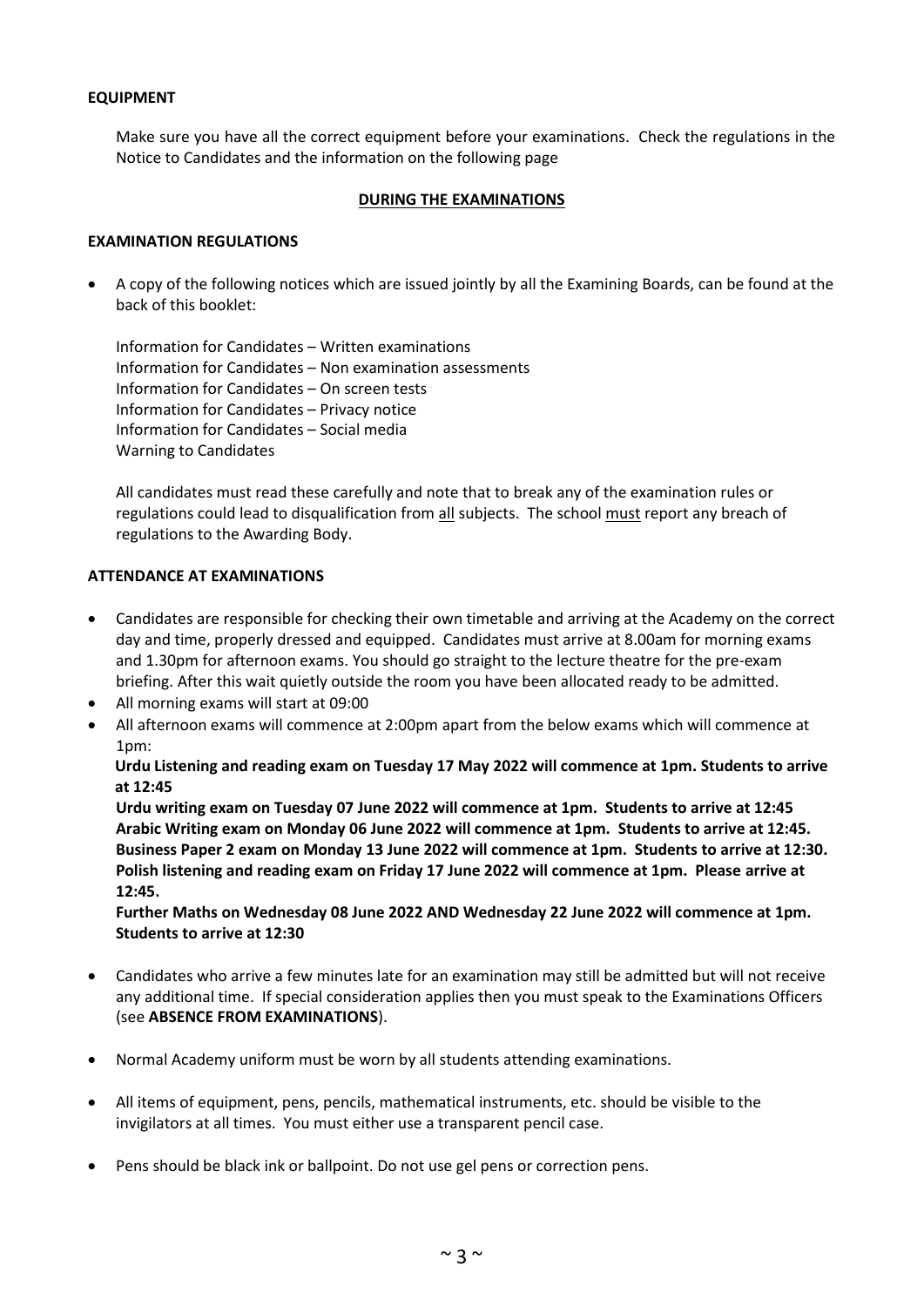**EQUIPMENT**

Make sure you have all the correct equipment before your examinations. Check the regulations in the Notice to Candidates and the information on the following page

**DURING THE EXAMINATIONS**

**EXAMINATION REGULATIONS**

- A copy of the following notices which are issued jointly by all the Examining Boards, can be found at the back of this booklet:

  Information for Candidates – Written examinations
  Information for Candidates – Non examination assessments
  Information for Candidates – On screen tests
  Information for Candidates – Privacy notice
  Information for Candidates – Social media
  Warning to Candidates

  All candidates must read these carefully and note that to break any of the examination rules or regulations could lead to disqualification from all subjects. The school must report any breach of regulations to the Awarding Body.

**ATTENDANCE AT EXAMINATIONS**

- Candidates are responsible for checking their own timetable and arriving at the Academy on the correct day and time, properly dressed and equipped. Candidates must arrive at 8.00am for morning exams and 1.30pm for afternoon exams. You should go straight to the lecture theatre for the pre-exam briefing. After this wait quietly outside the room you have been allocated ready to be admitted.
- All morning exams will start at 09:00
- All afternoon exams will commence at 2:00pm apart from the below exams which will commence at 1pm:

  **Urdu Listening and reading exam on Tuesday 17 May 2022 will commence at 1pm. Students to arrive at 12:45**
  **Urdu writing exam on Tuesday 07 June 2022 will commence at 1pm. Students to arrive at 12:45**
  **Arabic Writing exam on Monday 06 June 2022 will commence at 1pm. Students to arrive at 12:45.**
  **Business Paper 2 exam on Monday 13 June 2022 will commence at 1pm. Students to arrive at 12:30.**
  **Polish listening and reading exam on Friday 17 June 2022 will commence at 1pm. Please arrive at 12:45.**
  **Further Maths on Wednesday 08 June 2022 AND Wednesday 22 June 2022 will commence at 1pm. Students to arrive at 12:30**

- Candidates who arrive a few minutes late for an examination may still be admitted but will not receive any additional time. If special consideration applies then you must speak to the Examinations Officers (see **ABSENCE FROM EXAMINATIONS**).

- Normal Academy uniform must be worn by all students attending examinations.

- All items of equipment, pens, pencils, mathematical instruments, etc. should be visible to the invigilators at all times. You must either use a transparent pencil case.

- Pens should be black ink or ballpoint. Do not use gel pens or correction pens.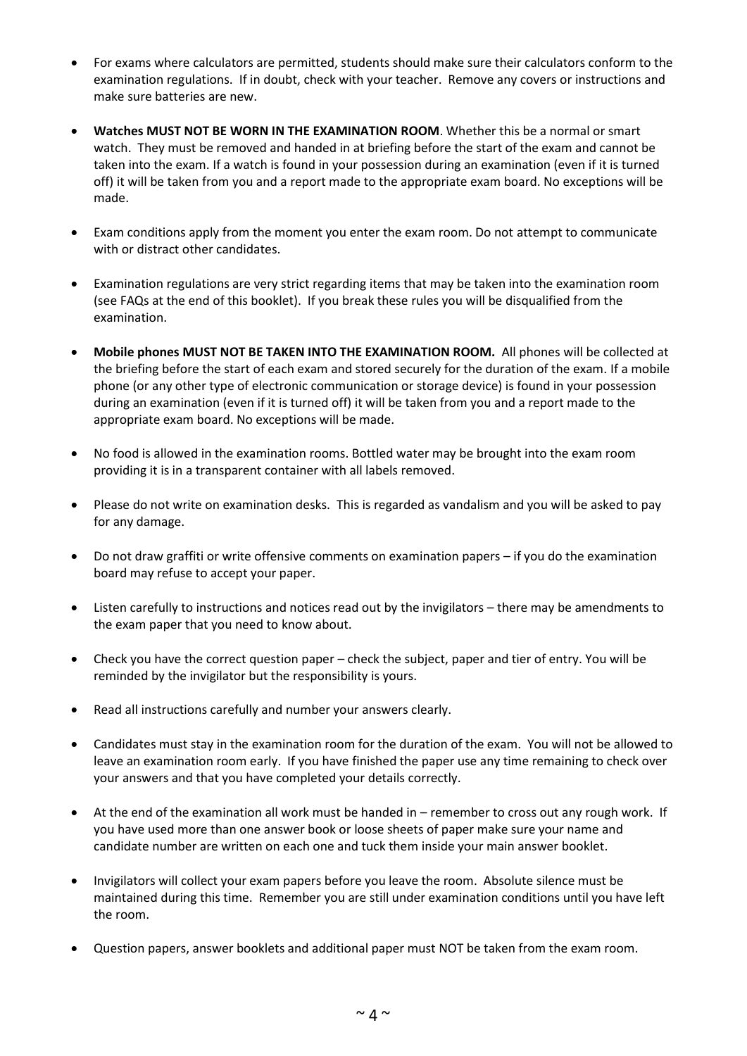- For exams where calculators are permitted, students should make sure their calculators conform to the examination regulations. If in doubt, check with your teacher. Remove any covers or instructions and make sure batteries are new.

- **Watches MUST NOT BE WORN IN THE EXAMINATION ROOM**. Whether this be a normal or smart watch. They must be removed and handed in at briefing before the start of the exam and cannot be taken into the exam. If a watch is found in your possession during an examination (even if it is turned off) it will be taken from you and a report made to the appropriate exam board. No exceptions will be made.

- Exam conditions apply from the moment you enter the exam room. Do not attempt to communicate with or distract other candidates.

- Examination regulations are very strict regarding items that may be taken into the examination room (see FAQs at the end of this booklet). If you break these rules you will be disqualified from the examination.

- **Mobile phones MUST NOT BE TAKEN INTO THE EXAMINATION ROOM.** All phones will be collected at the briefing before the start of each exam and stored securely for the duration of the exam. If a mobile phone (or any other type of electronic communication or storage device) is found in your possession during an examination (even if it is turned off) it will be taken from you and a report made to the appropriate exam board. No exceptions will be made.

- No food is allowed in the examination rooms. Bottled water may be brought into the exam room providing it is in a transparent container with all labels removed.

- Please do not write on examination desks. This is regarded as vandalism and you will be asked to pay for any damage.

- Do not draw graffiti or write offensive comments on examination papers – if you do the examination board may refuse to accept your paper.

- Listen carefully to instructions and notices read out by the invigilators – there may be amendments to the exam paper that you need to know about.

- Check you have the correct question paper – check the subject, paper and tier of entry. You will be reminded by the invigilator but the responsibility is yours.

- Read all instructions carefully and number your answers clearly.

- Candidates must stay in the examination room for the duration of the exam. You will not be allowed to leave an examination room early. If you have finished the paper use any time remaining to check over your answers and that you have completed your details correctly.

- At the end of the examination all work must be handed in – remember to cross out any rough work. If you have used more than one answer book or loose sheets of paper make sure your name and candidate number are written on each one and tuck them inside your main answer booklet.

- Invigilators will collect your exam papers before you leave the room. Absolute silence must be maintained during this time. Remember you are still under examination conditions until you have left the room.

- Question papers, answer booklets and additional paper must NOT be taken from the exam room.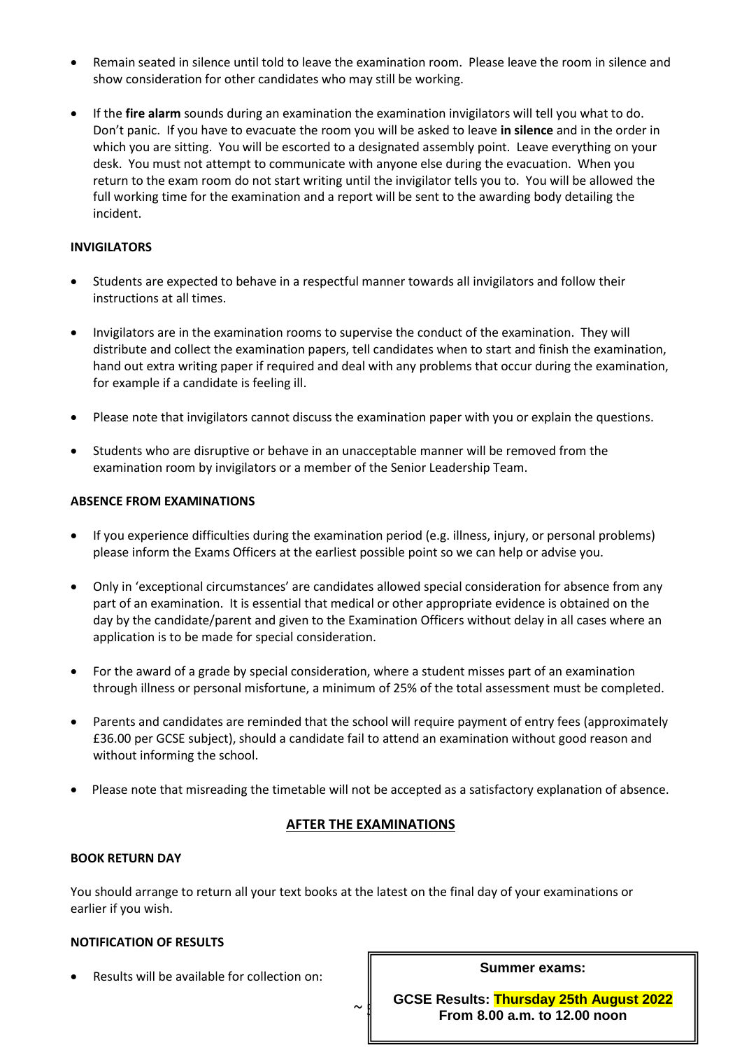- Remain seated in silence until told to leave the examination room. Please leave the room in silence and show consideration for other candidates who may still be working.

- If the **fire alarm** sounds during an examination the examination invigilators will tell you what to do. Don't panic. If you have to evacuate the room you will be asked to leave **in silence** and in the order in which you are sitting. You will be escorted to a designated assembly point. Leave everything on your desk. You must not attempt to communicate with anyone else during the evacuation. When you return to the exam room do not start writing until the invigilator tells you to. You will be allowed the full working time for the examination and a report will be sent to the awarding body detailing the incident.

**INVIGILATORS**

- Students are expected to behave in a respectful manner towards all invigilators and follow their instructions at all times.

- Invigilators are in the examination rooms to supervise the conduct of the examination. They will distribute and collect the examination papers, tell candidates when to start and finish the examination, hand out extra writing paper if required and deal with any problems that occur during the examination, for example if a candidate is feeling ill.

- Please note that invigilators cannot discuss the examination paper with you or explain the questions.

- Students who are disruptive or behave in an unacceptable manner will be removed from the examination room by invigilators or a member of the Senior Leadership Team.

**ABSENCE FROM EXAMINATIONS**

- If you experience difficulties during the examination period (e.g. illness, injury, or personal problems) please inform the Exams Officers at the earliest possible point so we can help or advise you.

- Only in 'exceptional circumstances' are candidates allowed special consideration for absence from any part of an examination. It is essential that medical or other appropriate evidence is obtained on the day by the candidate/parent and given to the Examination Officers without delay in all cases where an application is to be made for special consideration.

- For the award of a grade by special consideration, where a student misses part of an examination through illness or personal misfortune, a minimum of 25% of the total assessment must be completed.

- Parents and candidates are reminded that the school will require payment of entry fees (approximately £36.00 per GCSE subject), should a candidate fail to attend an examination without good reason and without informing the school.

- Please note that misreading the timetable will not be accepted as a satisfactory explanation of absence.

## AFTER THE EXAMINATIONS

**BOOK RETURN DAY**

You should arrange to return all your text books at the latest on the final day of your examinations or earlier if you wish.

**NOTIFICATION OF RESULTS**

- Results will be available for collection on:

**Summer exams:**

**GCSE Results: Thursday 25th August 2022**
**From 8.00 a.m. to 12.00 noon**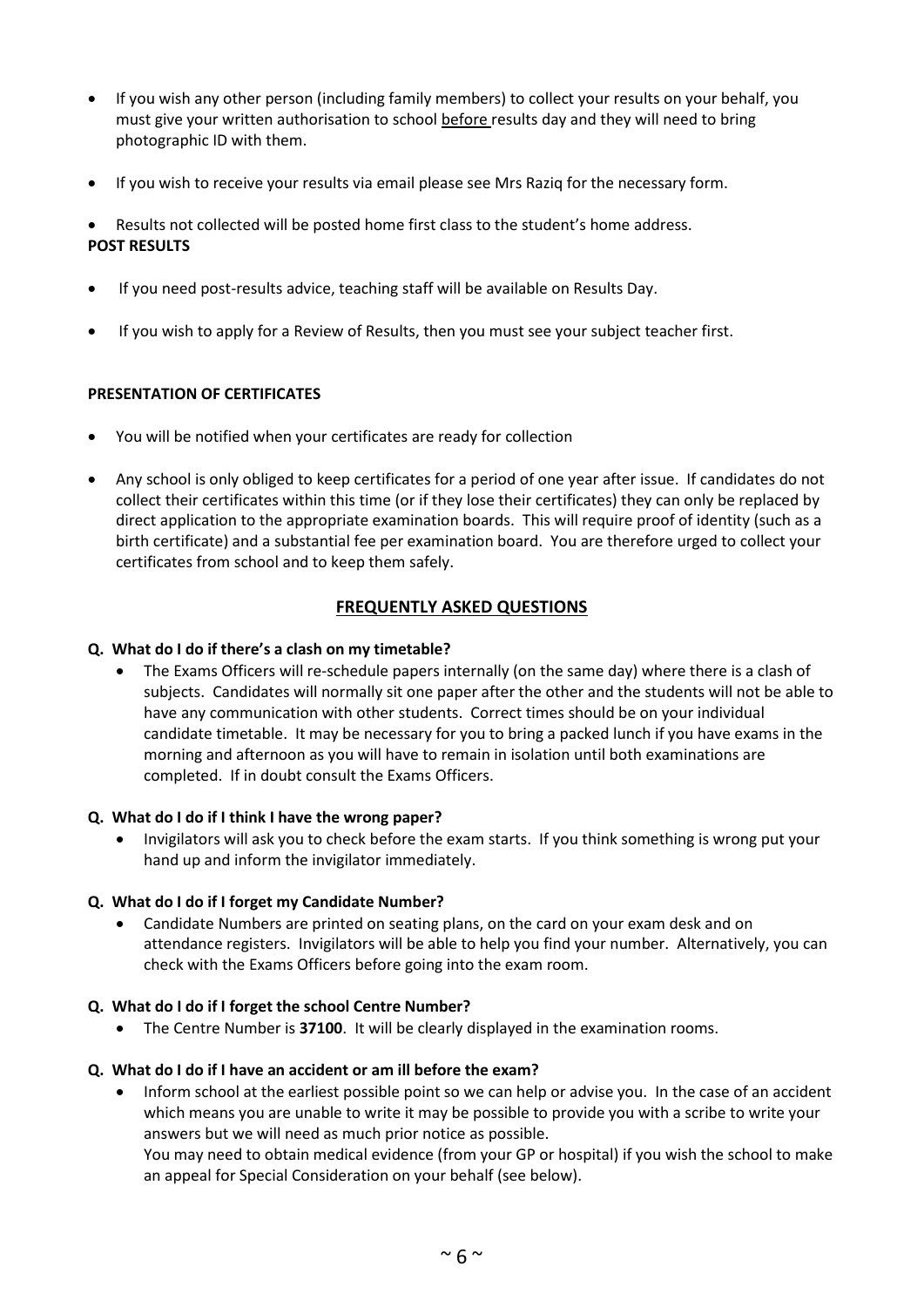- If you wish any other person (including family members) to collect your results on your behalf, you must give your written authorisation to school <u>before</u> results day and they will need to bring photographic ID with them.
- If you wish to receive your results via email please see Mrs Raziq for the necessary form.
- Results not collected will be posted home first class to the student's home address.

**POST RESULTS**

- If you need post-results advice, teaching staff will be available on Results Day.
- If you wish to apply for a Review of Results, then you must see your subject teacher first.

**PRESENTATION OF CERTIFICATES**

- You will be notified when your certificates are ready for collection
- Any school is only obliged to keep certificates for a period of one year after issue. If candidates do not collect their certificates within this time (or if they lose their certificates) they can only be replaced by direct application to the appropriate examination boards. This will require proof of identity (such as a birth certificate) and a substantial fee per examination board. You are therefore urged to collect your certificates from school and to keep them safely.

## FREQUENTLY ASKED QUESTIONS

**Q. What do I do if there's a clash on my timetable?**

- The Exams Officers will re-schedule papers internally (on the same day) where there is a clash of subjects. Candidates will normally sit one paper after the other and the students will not be able to have any communication with other students. Correct times should be on your individual candidate timetable. It may be necessary for you to bring a packed lunch if you have exams in the morning and afternoon as you will have to remain in isolation until both examinations are completed. If in doubt consult the Exams Officers.

**Q. What do I do if I think I have the wrong paper?**

- Invigilators will ask you to check before the exam starts. If you think something is wrong put your hand up and inform the invigilator immediately.

**Q. What do I do if I forget my Candidate Number?**

- Candidate Numbers are printed on seating plans, on the card on your exam desk and on attendance registers. Invigilators will be able to help you find your number. Alternatively, you can check with the Exams Officers before going into the exam room.

**Q. What do I do if I forget the school Centre Number?**

- The Centre Number is **37100**. It will be clearly displayed in the examination rooms.

**Q. What do I do if I have an accident or am ill before the exam?**

- Inform school at the earliest possible point so we can help or advise you. In the case of an accident which means you are unable to write it may be possible to provide you with a scribe to write your answers but we will need as much prior notice as possible.
  You may need to obtain medical evidence (from your GP or hospital) if you wish the school to make an appeal for Special Consideration on your behalf (see below).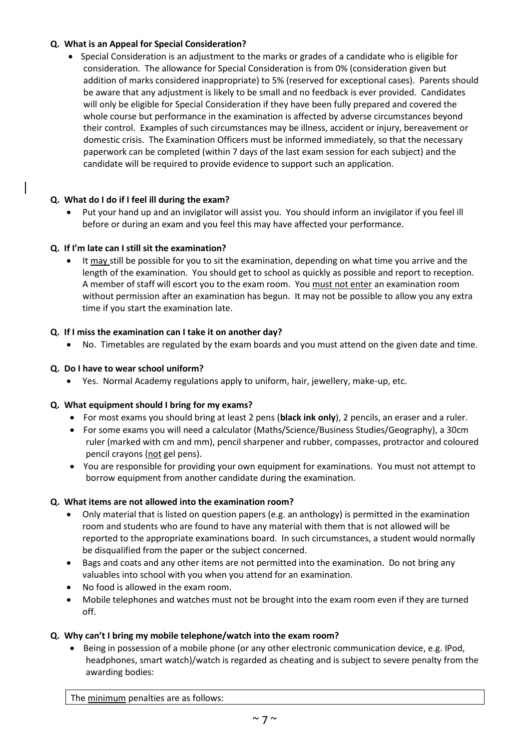**Q. What is an Appeal for Special Consideration?**

- Special Consideration is an adjustment to the marks or grades of a candidate who is eligible for consideration. The allowance for Special Consideration is from 0% (consideration given but addition of marks considered inappropriate) to 5% (reserved for exceptional cases). Parents should be aware that any adjustment is likely to be small and no feedback is ever provided. Candidates will only be eligible for Special Consideration if they have been fully prepared and covered the whole course but performance in the examination is affected by adverse circumstances beyond their control. Examples of such circumstances may be illness, accident or injury, bereavement or domestic crisis. The Examination Officers must be informed immediately, so that the necessary paperwork can be completed (within 7 days of the last exam session for each subject) and the candidate will be required to provide evidence to support such an application.

**Q. What do I do if I feel ill during the exam?**

- Put your hand up and an invigilator will assist you. You should inform an invigilator if you feel ill before or during an exam and you feel this may have affected your performance.

**Q. If I'm late can I still sit the examination?**

- It <u>may</u> still be possible for you to sit the examination, depending on what time you arrive and the length of the examination. You should get to school as quickly as possible and report to reception. A member of staff will escort you to the exam room. You <u>must not enter</u> an examination room without permission after an examination has begun. It may not be possible to allow you any extra time if you start the examination late.

**Q. If I miss the examination can I take it on another day?**

- No. Timetables are regulated by the exam boards and you must attend on the given date and time.

**Q. Do I have to wear school uniform?**

- Yes. Normal Academy regulations apply to uniform, hair, jewellery, make-up, etc.

**Q. What equipment should I bring for my exams?**

- For most exams you should bring at least 2 pens (**black ink only**), 2 pencils, an eraser and a ruler.
- For some exams you will need a calculator (Maths/Science/Business Studies/Geography), a 30cm ruler (marked with cm and mm), pencil sharpener and rubber, compasses, protractor and coloured pencil crayons (<u>not</u> gel pens).
- You are responsible for providing your own equipment for examinations. You must not attempt to borrow equipment from another candidate during the examination.

**Q. What items are not allowed into the examination room?**

- Only material that is listed on question papers (e.g. an anthology) is permitted in the examination room and students who are found to have any material with them that is not allowed will be reported to the appropriate examinations board. In such circumstances, a student would normally be disqualified from the paper or the subject concerned.
- Bags and coats and any other items are not permitted into the examination. Do not bring any valuables into school with you when you attend for an examination.
- No food is allowed in the exam room.
- Mobile telephones and watches must not be brought into the exam room even if they are turned off.

**Q. Why can't I bring my mobile telephone/watch into the exam room?**

- Being in possession of a mobile phone (or any other electronic communication device, e.g. IPod, headphones, smart watch)/watch is regarded as cheating and is subject to severe penalty from the awarding bodies:

The <u>minimum</u> penalties are as follows: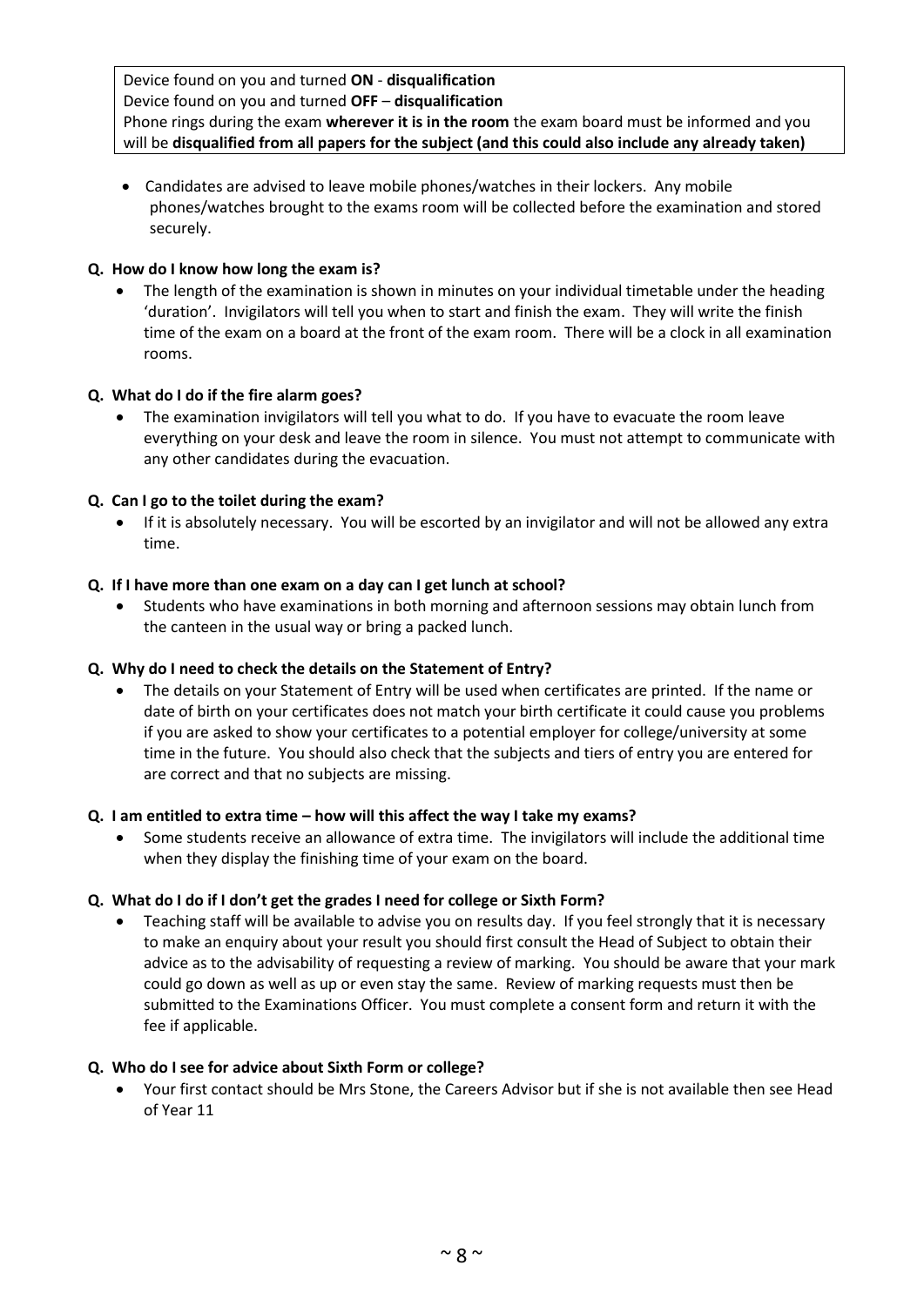Device found on you and turned **ON** - **disqualification**
Device found on you and turned **OFF** – **disqualification**
Phone rings during the exam **wherever it is in the room** the exam board must be informed and you will be **disqualified from all papers for the subject (and this could also include any already taken)**

- Candidates are advised to leave mobile phones/watches in their lockers. Any mobile phones/watches brought to the exams room will be collected before the examination and stored securely.

**Q. How do I know how long the exam is?**

- The length of the examination is shown in minutes on your individual timetable under the heading 'duration'. Invigilators will tell you when to start and finish the exam. They will write the finish time of the exam on a board at the front of the exam room. There will be a clock in all examination rooms.

**Q. What do I do if the fire alarm goes?**

- The examination invigilators will tell you what to do. If you have to evacuate the room leave everything on your desk and leave the room in silence. You must not attempt to communicate with any other candidates during the evacuation.

**Q. Can I go to the toilet during the exam?**

- If it is absolutely necessary. You will be escorted by an invigilator and will not be allowed any extra time.

**Q. If I have more than one exam on a day can I get lunch at school?**

- Students who have examinations in both morning and afternoon sessions may obtain lunch from the canteen in the usual way or bring a packed lunch.

**Q. Why do I need to check the details on the Statement of Entry?**

- The details on your Statement of Entry will be used when certificates are printed. If the name or date of birth on your certificates does not match your birth certificate it could cause you problems if you are asked to show your certificates to a potential employer for college/university at some time in the future. You should also check that the subjects and tiers of entry you are entered for are correct and that no subjects are missing.

**Q. I am entitled to extra time – how will this affect the way I take my exams?**

- Some students receive an allowance of extra time. The invigilators will include the additional time when they display the finishing time of your exam on the board.

**Q. What do I do if I don't get the grades I need for college or Sixth Form?**

- Teaching staff will be available to advise you on results day. If you feel strongly that it is necessary to make an enquiry about your result you should first consult the Head of Subject to obtain their advice as to the advisability of requesting a review of marking. You should be aware that your mark could go down as well as up or even stay the same. Review of marking requests must then be submitted to the Examinations Officer. You must complete a consent form and return it with the fee if applicable.

**Q. Who do I see for advice about Sixth Form or college?**

- Your first contact should be Mrs Stone, the Careers Advisor but if she is not available then see Head of Year 11